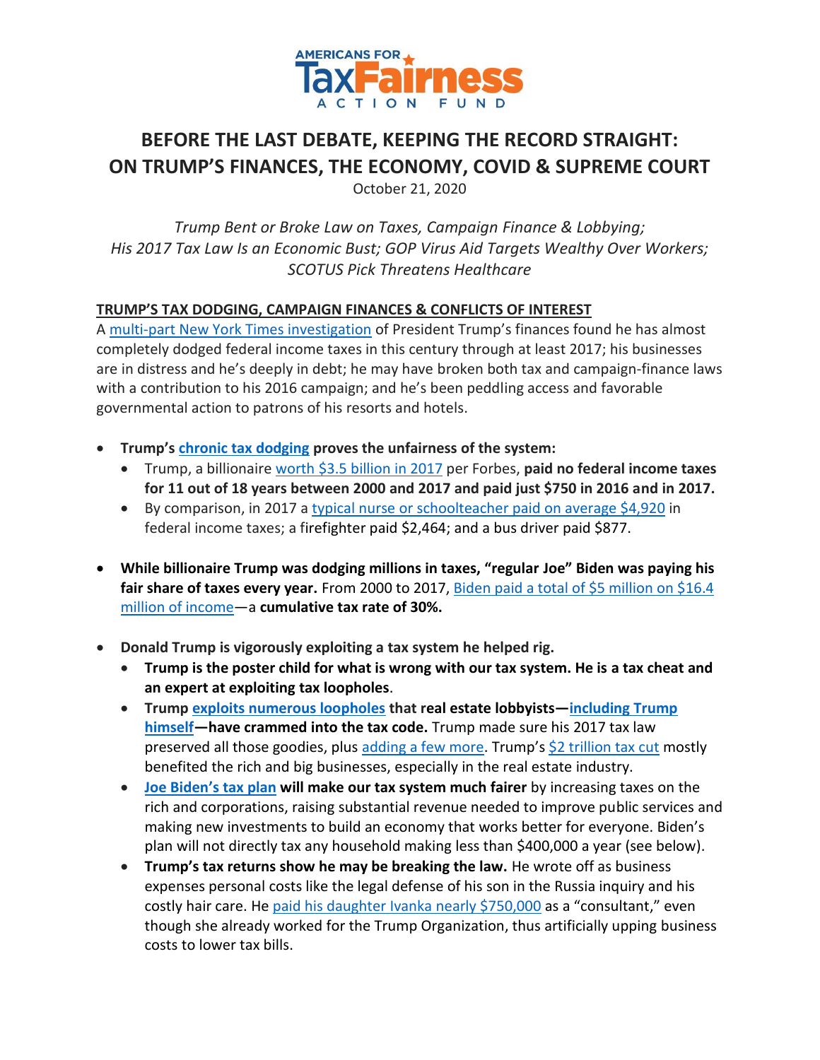AMERICANS FOR TaxFairness ACTION FUND

# BEFORE THE LAST DEBATE, KEEPING THE RECORD STRAIGHT: ON TRUMP'S FINANCES, THE ECONOMY, COVID & SUPREME COURT

October 21, 2020

*Trump Bent or Broke Law on Taxes, Campaign Finance & Lobbying; His 2017 Tax Law Is an Economic Bust; GOP Virus Aid Targets Wealthy Over Workers; SCOTUS Pick Threatens Healthcare*

## TRUMP'S TAX DODGING, CAMPAIGN FINANCES & CONFLICTS OF INTEREST

A multi-part New York Times investigation of President Trump's finances found he has almost completely dodged federal income taxes in this century through at least 2017; his businesses are in distress and he's deeply in debt; he may have broken both tax and campaign-finance laws with a contribution to his 2016 campaign; and he's been peddling access and favorable governmental action to patrons of his resorts and hotels.

- **Trump's chronic tax dodging proves the unfairness of the system:**
  - Trump, a billionaire worth $3.5 billion in 2017 per Forbes, **paid no federal income taxes for 11 out of 18 years between 2000 and 2017 and paid just $750 in 2016 and in 2017.**
  - By comparison, in 2017 a typical nurse or schoolteacher paid on average $4,920 in federal income taxes; a firefighter paid $2,464; and a bus driver paid $877.

- **While billionaire Trump was dodging millions in taxes, "regular Joe" Biden was paying his fair share of taxes every year.** From 2000 to 2017, Biden paid a total of $5 million on $16.4 million of income—a **cumulative tax rate of 30%.**

- **Donald Trump is vigorously exploiting a tax system he helped rig.**
  - **Trump is the poster child for what is wrong with our tax system. He is a tax cheat and an expert at exploiting tax loopholes**.
  - **Trump exploits numerous loopholes that real estate lobbyists—including Trump himself—have crammed into the tax code.** Trump made sure his 2017 tax law preserved all those goodies, plus adding a few more. Trump's $2 trillion tax cut mostly benefited the rich and big businesses, especially in the real estate industry.
  - **Joe Biden's tax plan will make our tax system much fairer** by increasing taxes on the rich and corporations, raising substantial revenue needed to improve public services and making new investments to build an economy that works better for everyone. Biden's plan will not directly tax any household making less than $400,000 a year (see below).
  - **Trump's tax returns show he may be breaking the law.** He wrote off as business expenses personal costs like the legal defense of his son in the Russia inquiry and his costly hair care. He paid his daughter Ivanka nearly $750,000 as a "consultant," even though she already worked for the Trump Organization, thus artificially upping business costs to lower tax bills.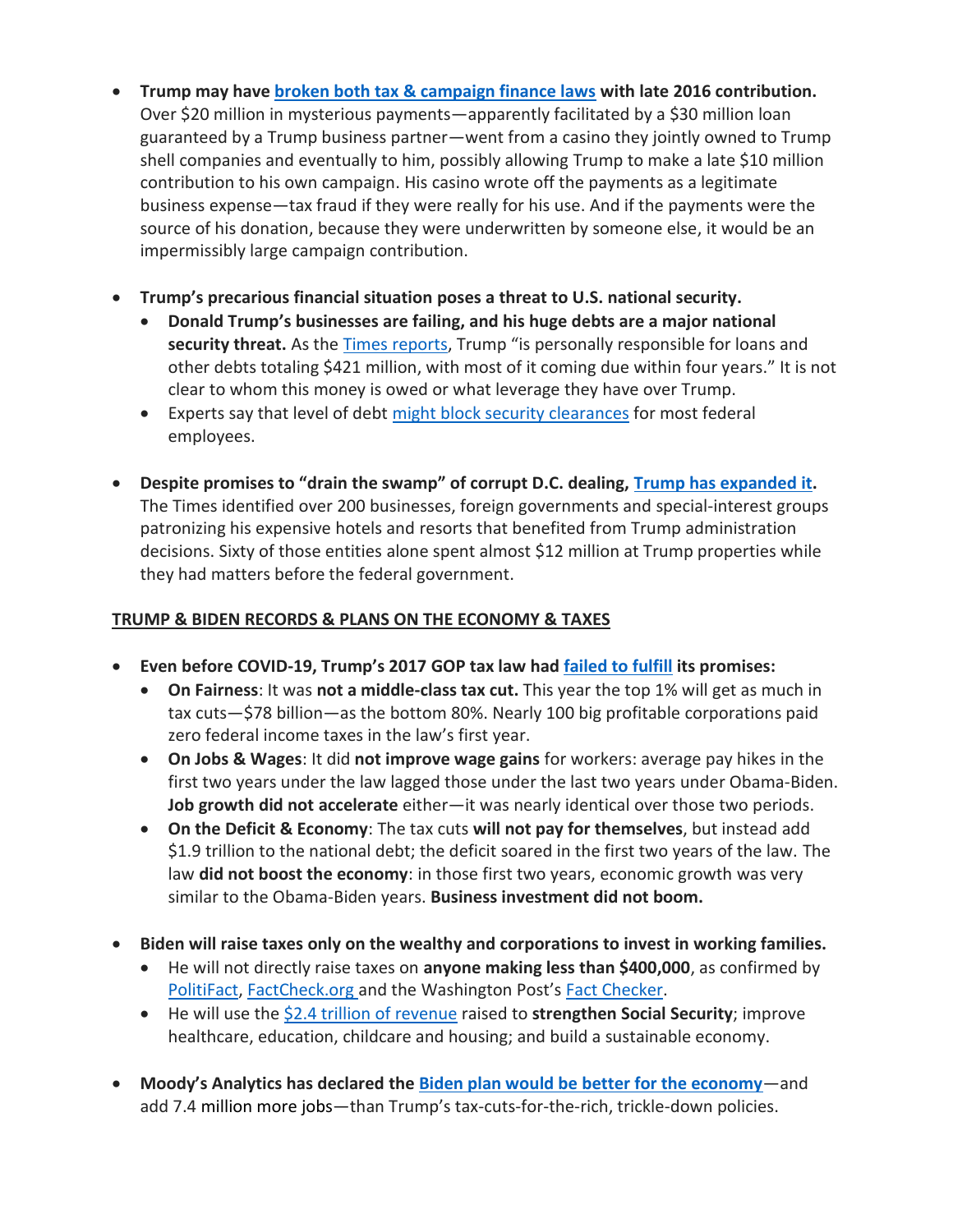- **Trump may have broken both tax & campaign finance laws with late 2016 contribution.** Over $20 million in mysterious payments—apparently facilitated by a $30 million loan guaranteed by a Trump business partner—went from a casino they jointly owned to Trump shell companies and eventually to him, possibly allowing Trump to make a late $10 million contribution to his own campaign. His casino wrote off the payments as a legitimate business expense—tax fraud if they were really for his use. And if the payments were the source of his donation, because they were underwritten by someone else, it would be an impermissibly large campaign contribution.

- **Trump's precarious financial situation poses a threat to U.S. national security.**
  - **Donald Trump's businesses are failing, and his huge debts are a major national security threat.** As the Times reports, Trump "is personally responsible for loans and other debts totaling $421 million, with most of it coming due within four years." It is not clear to whom this money is owed or what leverage they have over Trump.
  - Experts say that level of debt might block security clearances for most federal employees.

- **Despite promises to "drain the swamp" of corrupt D.C. dealing, Trump has expanded it.** The Times identified over 200 businesses, foreign governments and special-interest groups patronizing his expensive hotels and resorts that benefited from Trump administration decisions. Sixty of those entities alone spent almost $12 million at Trump properties while they had matters before the federal government.

**TRUMP & BIDEN RECORDS & PLANS ON THE ECONOMY & TAXES**

- **Even before COVID-19, Trump's 2017 GOP tax law had failed to fulfill its promises:**
  - **On Fairness**: It was **not a middle-class tax cut.** This year the top 1% will get as much in tax cuts—$78 billion—as the bottom 80%. Nearly 100 big profitable corporations paid zero federal income taxes in the law's first year.
  - **On Jobs & Wages**: It did **not improve wage gains** for workers: average pay hikes in the first two years under the law lagged those under the last two years under Obama-Biden. **Job growth did not accelerate** either—it was nearly identical over those two periods.
  - **On the Deficit & Economy**: The tax cuts **will not pay for themselves**, but instead add $1.9 trillion to the national debt; the deficit soared in the first two years of the law. The law **did not boost the economy**: in those first two years, economic growth was very similar to the Obama-Biden years. **Business investment did not boom.**

- **Biden will raise taxes only on the wealthy and corporations to invest in working families.**
  - He will not directly raise taxes on **anyone making less than $400,000**, as confirmed by PolitiFact, FactCheck.org and the Washington Post's Fact Checker.
  - He will use the $2.4 trillion of revenue raised to **strengthen Social Security**; improve healthcare, education, childcare and housing; and build a sustainable economy.

- **Moody's Analytics has declared the Biden plan would be better for the economy**—and add 7.4 million more jobs—than Trump's tax-cuts-for-the-rich, trickle-down policies.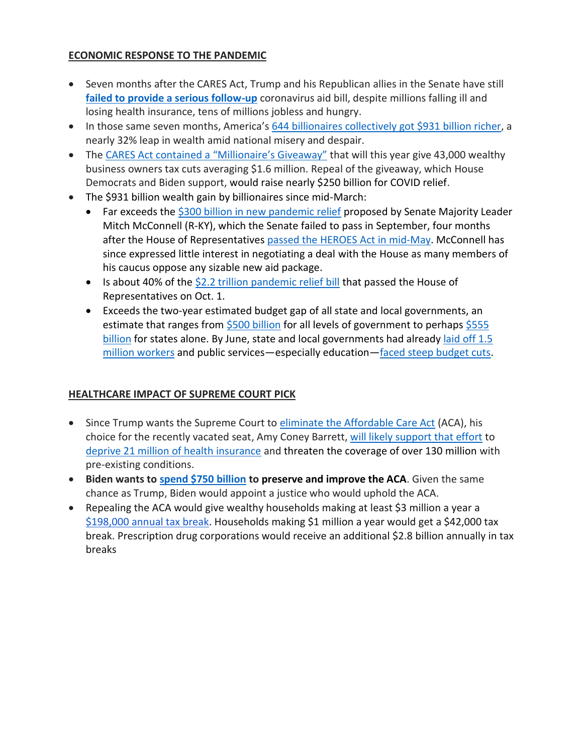**ECONOMIC RESPONSE TO THE PANDEMIC**

- Seven months after the CARES Act, Trump and his Republican allies in the Senate have still **failed to provide a serious follow-up** coronavirus aid bill, despite millions falling ill and losing health insurance, tens of millions jobless and hungry.
- In those same seven months, America's 644 billionaires collectively got $931 billion richer, a nearly 32% leap in wealth amid national misery and despair.
- The CARES Act contained a "Millionaire's Giveaway" that will this year give 43,000 wealthy business owners tax cuts averaging $1.6 million. Repeal of the giveaway, which House Democrats and Biden support, would raise nearly $250 billion for COVID relief.
- The $931 billion wealth gain by billionaires since mid-March:
  - Far exceeds the $300 billion in new pandemic relief proposed by Senate Majority Leader Mitch McConnell (R-KY), which the Senate failed to pass in September, four months after the House of Representatives passed the HEROES Act in mid-May. McConnell has since expressed little interest in negotiating a deal with the House as many members of his caucus oppose any sizable new aid package.
  - Is about 40% of the $2.2 trillion pandemic relief bill that passed the House of Representatives on Oct. 1.
  - Exceeds the two-year estimated budget gap of all state and local governments, an estimate that ranges from $500 billion for all levels of government to perhaps $555 billion for states alone. By June, state and local governments had already laid off 1.5 million workers and public services—especially education—faced steep budget cuts.

**HEALTHCARE IMPACT OF SUPREME COURT PICK**

- Since Trump wants the Supreme Court to eliminate the Affordable Care Act (ACA), his choice for the recently vacated seat, Amy Coney Barrett, will likely support that effort to deprive 21 million of health insurance and threaten the coverage of over 130 million with pre-existing conditions.
- **Biden wants to spend $750 billion to preserve and improve the ACA**. Given the same chance as Trump, Biden would appoint a justice who would uphold the ACA.
- Repealing the ACA would give wealthy households making at least $3 million a year a $198,000 annual tax break. Households making $1 million a year would get a $42,000 tax break. Prescription drug corporations would receive an additional $2.8 billion annually in tax breaks